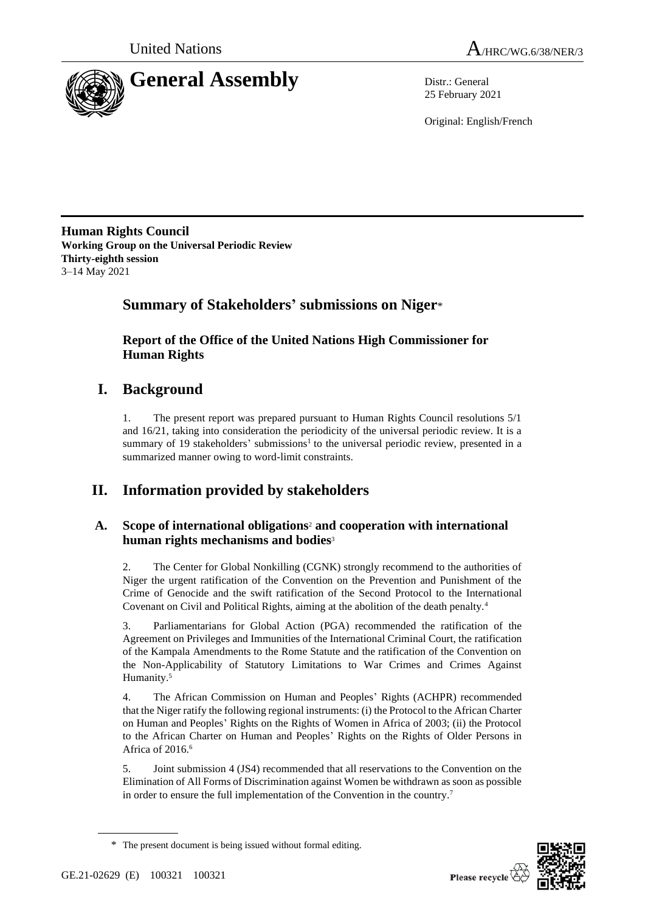United Nations A/HRC/WG.6/38/NER/3

# General Assembly

Distr.: General
25 February 2021

Original: English/French

**Human Rights Council**
**Working Group on the Universal Periodic Review**
**Thirty-eighth session**
3–14 May 2021

## Summary of Stakeholders' submissions on Niger*

### Report of the Office of the United Nations High Commissioner for Human Rights

## I. Background

1. The present report was prepared pursuant to Human Rights Council resolutions 5/1 and 16/21, taking into consideration the periodicity of the universal periodic review. It is a summary of 19 stakeholders' submissions[1] to the universal periodic review, presented in a summarized manner owing to word-limit constraints.

## II. Information provided by stakeholders

### A. Scope of international obligations[2] and cooperation with international human rights mechanisms and bodies[3]

2. The Center for Global Nonkilling (CGNK) strongly recommend to the authorities of Niger the urgent ratification of the Convention on the Prevention and Punishment of the Crime of Genocide and the swift ratification of the Second Protocol to the International Covenant on Civil and Political Rights, aiming at the abolition of the death penalty.[4]

3. Parliamentarians for Global Action (PGA) recommended the ratification of the Agreement on Privileges and Immunities of the International Criminal Court, the ratification of the Kampala Amendments to the Rome Statute and the ratification of the Convention on the Non-Applicability of Statutory Limitations to War Crimes and Crimes Against Humanity.[5]

4. The African Commission on Human and Peoples' Rights (ACHPR) recommended that the Niger ratify the following regional instruments: (i) the Protocol to the African Charter on Human and Peoples' Rights on the Rights of Women in Africa of 2003; (ii) the Protocol to the African Charter on Human and Peoples' Rights on the Rights of Older Persons in Africa of 2016.[6]

5. Joint submission 4 (JS4) recommended that all reservations to the Convention on the Elimination of All Forms of Discrimination against Women be withdrawn as soon as possible in order to ensure the full implementation of the Convention in the country.[7]

\* The present document is being issued without formal editing.

GE.21-02629 (E) 100321 100321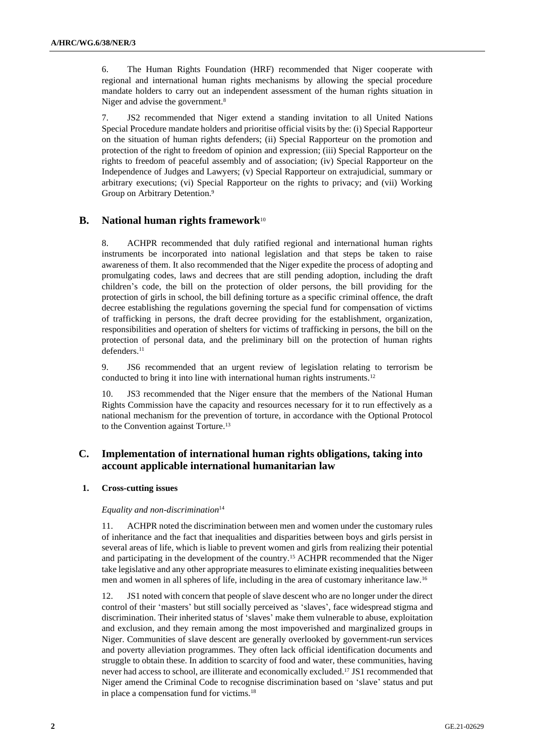6. The Human Rights Foundation (HRF) recommended that Niger cooperate with regional and international human rights mechanisms by allowing the special procedure mandate holders to carry out an independent assessment of the human rights situation in Niger and advise the government.[8]

7. JS2 recommended that Niger extend a standing invitation to all United Nations Special Procedure mandate holders and prioritise official visits by the: (i) Special Rapporteur on the situation of human rights defenders; (ii) Special Rapporteur on the promotion and protection of the right to freedom of opinion and expression; (iii) Special Rapporteur on the rights to freedom of peaceful assembly and of association; (iv) Special Rapporteur on the Independence of Judges and Lawyers; (v) Special Rapporteur on extrajudicial, summary or arbitrary executions; (vi) Special Rapporteur on the rights to privacy; and (vii) Working Group on Arbitrary Detention.[9]

## B. National human rights framework[10]

8. ACHPR recommended that duly ratified regional and international human rights instruments be incorporated into national legislation and that steps be taken to raise awareness of them. It also recommended that the Niger expedite the process of adopting and promulgating codes, laws and decrees that are still pending adoption, including the draft children's code, the bill on the protection of older persons, the bill providing for the protection of girls in school, the bill defining torture as a specific criminal offence, the draft decree establishing the regulations governing the special fund for compensation of victims of trafficking in persons, the draft decree providing for the establishment, organization, responsibilities and operation of shelters for victims of trafficking in persons, the bill on the protection of personal data, and the preliminary bill on the protection of human rights defenders.[11]

9. JS6 recommended that an urgent review of legislation relating to terrorism be conducted to bring it into line with international human rights instruments.[12]

10. JS3 recommended that the Niger ensure that the members of the National Human Rights Commission have the capacity and resources necessary for it to run effectively as a national mechanism for the prevention of torture, in accordance with the Optional Protocol to the Convention against Torture.[13]

## C. Implementation of international human rights obligations, taking into account applicable international humanitarian law

### 1. Cross-cutting issues

*Equality and non-discrimination*[14]

11. ACHPR noted the discrimination between men and women under the customary rules of inheritance and the fact that inequalities and disparities between boys and girls persist in several areas of life, which is liable to prevent women and girls from realizing their potential and participating in the development of the country.[15] ACHPR recommended that the Niger take legislative and any other appropriate measures to eliminate existing inequalities between men and women in all spheres of life, including in the area of customary inheritance law.[16]

12. JS1 noted with concern that people of slave descent who are no longer under the direct control of their 'masters' but still socially perceived as 'slaves', face widespread stigma and discrimination. Their inherited status of 'slaves' make them vulnerable to abuse, exploitation and exclusion, and they remain among the most impoverished and marginalized groups in Niger. Communities of slave descent are generally overlooked by government-run services and poverty alleviation programmes. They often lack official identification documents and struggle to obtain these. In addition to scarcity of food and water, these communities, having never had access to school, are illiterate and economically excluded.[17] JS1 recommended that Niger amend the Criminal Code to recognise discrimination based on 'slave' status and put in place a compensation fund for victims.[18]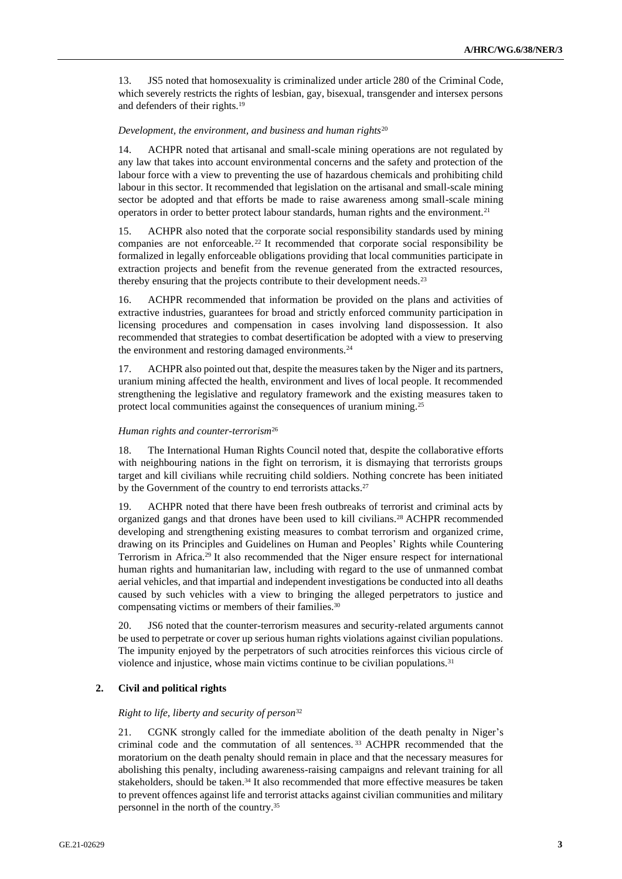13. JS5 noted that homosexuality is criminalized under article 280 of the Criminal Code, which severely restricts the rights of lesbian, gay, bisexual, transgender and intersex persons and defenders of their rights.[19]

*Development, the environment, and business and human rights*[20]

14. ACHPR noted that artisanal and small-scale mining operations are not regulated by any law that takes into account environmental concerns and the safety and protection of the labour force with a view to preventing the use of hazardous chemicals and prohibiting child labour in this sector. It recommended that legislation on the artisanal and small-scale mining sector be adopted and that efforts be made to raise awareness among small-scale mining operators in order to better protect labour standards, human rights and the environment.[21]

15. ACHPR also noted that the corporate social responsibility standards used by mining companies are not enforceable.[22] It recommended that corporate social responsibility be formalized in legally enforceable obligations providing that local communities participate in extraction projects and benefit from the revenue generated from the extracted resources, thereby ensuring that the projects contribute to their development needs.[23]

16. ACHPR recommended that information be provided on the plans and activities of extractive industries, guarantees for broad and strictly enforced community participation in licensing procedures and compensation in cases involving land dispossession. It also recommended that strategies to combat desertification be adopted with a view to preserving the environment and restoring damaged environments.[24]

17. ACHPR also pointed out that, despite the measures taken by the Niger and its partners, uranium mining affected the health, environment and lives of local people. It recommended strengthening the legislative and regulatory framework and the existing measures taken to protect local communities against the consequences of uranium mining.[25]

*Human rights and counter-terrorism*[26]

18. The International Human Rights Council noted that, despite the collaborative efforts with neighbouring nations in the fight on terrorism, it is dismaying that terrorists groups target and kill civilians while recruiting child soldiers. Nothing concrete has been initiated by the Government of the country to end terrorists attacks.[27]

19. ACHPR noted that there have been fresh outbreaks of terrorist and criminal acts by organized gangs and that drones have been used to kill civilians.[28] ACHPR recommended developing and strengthening existing measures to combat terrorism and organized crime, drawing on its Principles and Guidelines on Human and Peoples' Rights while Countering Terrorism in Africa.[29] It also recommended that the Niger ensure respect for international human rights and humanitarian law, including with regard to the use of unmanned combat aerial vehicles, and that impartial and independent investigations be conducted into all deaths caused by such vehicles with a view to bringing the alleged perpetrators to justice and compensating victims or members of their families.[30]

20. JS6 noted that the counter-terrorism measures and security-related arguments cannot be used to perpetrate or cover up serious human rights violations against civilian populations. The impunity enjoyed by the perpetrators of such atrocities reinforces this vicious circle of violence and injustice, whose main victims continue to be civilian populations.[31]

## 2. Civil and political rights

*Right to life, liberty and security of person*[32]

21. CGNK strongly called for the immediate abolition of the death penalty in Niger's criminal code and the commutation of all sentences.[33] ACHPR recommended that the moratorium on the death penalty should remain in place and that the necessary measures for abolishing this penalty, including awareness-raising campaigns and relevant training for all stakeholders, should be taken.[34] It also recommended that more effective measures be taken to prevent offences against life and terrorist attacks against civilian communities and military personnel in the north of the country.[35]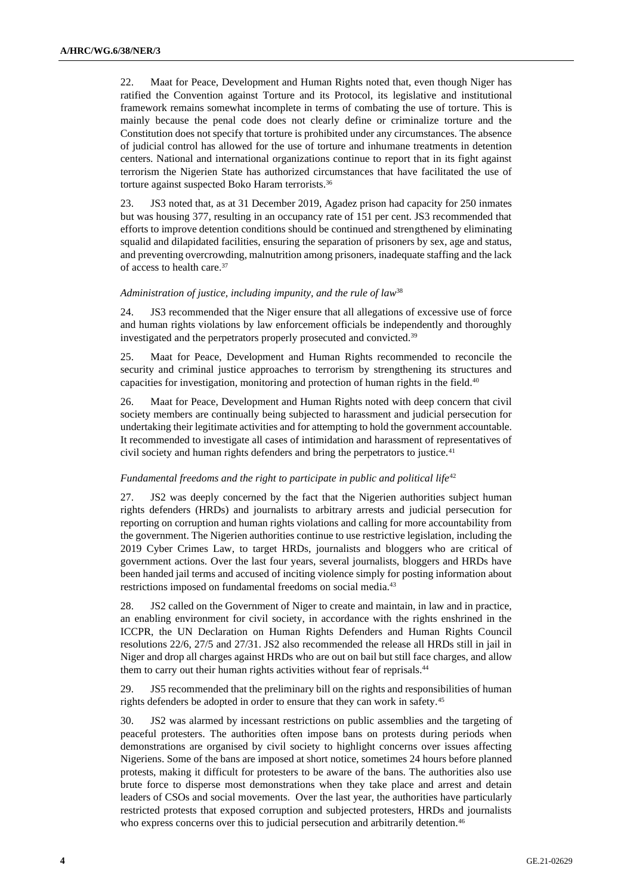22. Maat for Peace, Development and Human Rights noted that, even though Niger has ratified the Convention against Torture and its Protocol, its legislative and institutional framework remains somewhat incomplete in terms of combating the use of torture. This is mainly because the penal code does not clearly define or criminalize torture and the Constitution does not specify that torture is prohibited under any circumstances. The absence of judicial control has allowed for the use of torture and inhumane treatments in detention centers. National and international organizations continue to report that in its fight against terrorism the Nigerien State has authorized circumstances that have facilitated the use of torture against suspected Boko Haram terrorists.[36]

23. JS3 noted that, as at 31 December 2019, Agadez prison had capacity for 250 inmates but was housing 377, resulting in an occupancy rate of 151 per cent. JS3 recommended that efforts to improve detention conditions should be continued and strengthened by eliminating squalid and dilapidated facilities, ensuring the separation of prisoners by sex, age and status, and preventing overcrowding, malnutrition among prisoners, inadequate staffing and the lack of access to health care.[37]

*Administration of justice, including impunity, and the rule of law*[38]

24. JS3 recommended that the Niger ensure that all allegations of excessive use of force and human rights violations by law enforcement officials be independently and thoroughly investigated and the perpetrators properly prosecuted and convicted.[39]

25. Maat for Peace, Development and Human Rights recommended to reconcile the security and criminal justice approaches to terrorism by strengthening its structures and capacities for investigation, monitoring and protection of human rights in the field.[40]

26. Maat for Peace, Development and Human Rights noted with deep concern that civil society members are continually being subjected to harassment and judicial persecution for undertaking their legitimate activities and for attempting to hold the government accountable. It recommended to investigate all cases of intimidation and harassment of representatives of civil society and human rights defenders and bring the perpetrators to justice.[41]

*Fundamental freedoms and the right to participate in public and political life*[42]

27. JS2 was deeply concerned by the fact that the Nigerien authorities subject human rights defenders (HRDs) and journalists to arbitrary arrests and judicial persecution for reporting on corruption and human rights violations and calling for more accountability from the government. The Nigerien authorities continue to use restrictive legislation, including the 2019 Cyber Crimes Law, to target HRDs, journalists and bloggers who are critical of government actions. Over the last four years, several journalists, bloggers and HRDs have been handed jail terms and accused of inciting violence simply for posting information about restrictions imposed on fundamental freedoms on social media.[43]

28. JS2 called on the Government of Niger to create and maintain, in law and in practice, an enabling environment for civil society, in accordance with the rights enshrined in the ICCPR, the UN Declaration on Human Rights Defenders and Human Rights Council resolutions 22/6, 27/5 and 27/31. JS2 also recommended the release all HRDs still in jail in Niger and drop all charges against HRDs who are out on bail but still face charges, and allow them to carry out their human rights activities without fear of reprisals.[44]

29. JS5 recommended that the preliminary bill on the rights and responsibilities of human rights defenders be adopted in order to ensure that they can work in safety.[45]

30. JS2 was alarmed by incessant restrictions on public assemblies and the targeting of peaceful protesters. The authorities often impose bans on protests during periods when demonstrations are organised by civil society to highlight concerns over issues affecting Nigeriens. Some of the bans are imposed at short notice, sometimes 24 hours before planned protests, making it difficult for protesters to be aware of the bans. The authorities also use brute force to disperse most demonstrations when they take place and arrest and detain leaders of CSOs and social movements. Over the last year, the authorities have particularly restricted protests that exposed corruption and subjected protesters, HRDs and journalists who express concerns over this to judicial persecution and arbitrarily detention.[46]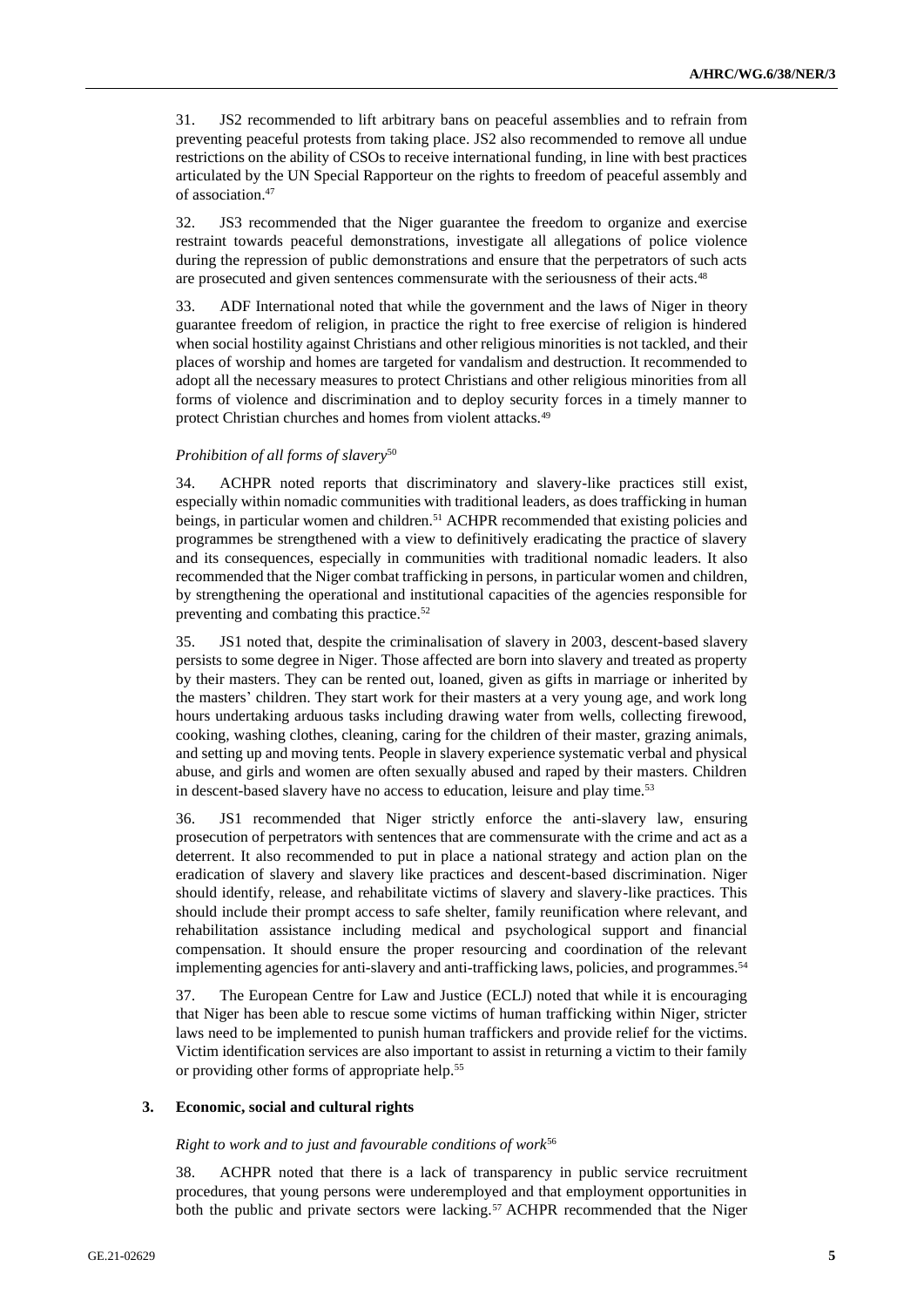31. JS2 recommended to lift arbitrary bans on peaceful assemblies and to refrain from preventing peaceful protests from taking place. JS2 also recommended to remove all undue restrictions on the ability of CSOs to receive international funding, in line with best practices articulated by the UN Special Rapporteur on the rights to freedom of peaceful assembly and of association.[47]

32. JS3 recommended that the Niger guarantee the freedom to organize and exercise restraint towards peaceful demonstrations, investigate all allegations of police violence during the repression of public demonstrations and ensure that the perpetrators of such acts are prosecuted and given sentences commensurate with the seriousness of their acts.[48]

33. ADF International noted that while the government and the laws of Niger in theory guarantee freedom of religion, in practice the right to free exercise of religion is hindered when social hostility against Christians and other religious minorities is not tackled, and their places of worship and homes are targeted for vandalism and destruction. It recommended to adopt all the necessary measures to protect Christians and other religious minorities from all forms of violence and discrimination and to deploy security forces in a timely manner to protect Christian churches and homes from violent attacks.[49]

*Prohibition of all forms of slavery*[50]

34. ACHPR noted reports that discriminatory and slavery-like practices still exist, especially within nomadic communities with traditional leaders, as does trafficking in human beings, in particular women and children.[51] ACHPR recommended that existing policies and programmes be strengthened with a view to definitively eradicating the practice of slavery and its consequences, especially in communities with traditional nomadic leaders. It also recommended that the Niger combat trafficking in persons, in particular women and children, by strengthening the operational and institutional capacities of the agencies responsible for preventing and combating this practice.[52]

35. JS1 noted that, despite the criminalisation of slavery in 2003, descent-based slavery persists to some degree in Niger. Those affected are born into slavery and treated as property by their masters. They can be rented out, loaned, given as gifts in marriage or inherited by the masters' children. They start work for their masters at a very young age, and work long hours undertaking arduous tasks including drawing water from wells, collecting firewood, cooking, washing clothes, cleaning, caring for the children of their master, grazing animals, and setting up and moving tents. People in slavery experience systematic verbal and physical abuse, and girls and women are often sexually abused and raped by their masters. Children in descent-based slavery have no access to education, leisure and play time.[53]

36. JS1 recommended that Niger strictly enforce the anti-slavery law, ensuring prosecution of perpetrators with sentences that are commensurate with the crime and act as a deterrent. It also recommended to put in place a national strategy and action plan on the eradication of slavery and slavery like practices and descent-based discrimination. Niger should identify, release, and rehabilitate victims of slavery and slavery-like practices. This should include their prompt access to safe shelter, family reunification where relevant, and rehabilitation assistance including medical and psychological support and financial compensation. It should ensure the proper resourcing and coordination of the relevant implementing agencies for anti-slavery and anti-trafficking laws, policies, and programmes.[54]

37. The European Centre for Law and Justice (ECLJ) noted that while it is encouraging that Niger has been able to rescue some victims of human trafficking within Niger, stricter laws need to be implemented to punish human traffickers and provide relief for the victims. Victim identification services are also important to assist in returning a victim to their family or providing other forms of appropriate help.[55]

### 3. Economic, social and cultural rights

*Right to work and to just and favourable conditions of work*[56]

38. ACHPR noted that there is a lack of transparency in public service recruitment procedures, that young persons were underemployed and that employment opportunities in both the public and private sectors were lacking.[57] ACHPR recommended that the Niger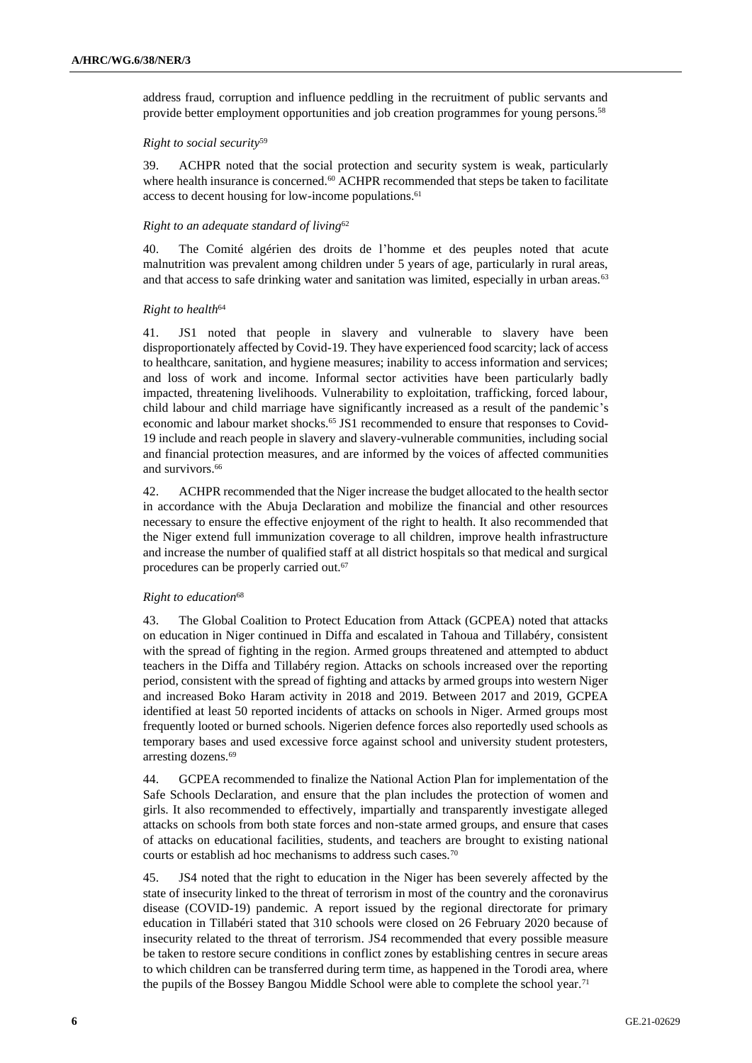address fraud, corruption and influence peddling in the recruitment of public servants and provide better employment opportunities and job creation programmes for young persons.[58]

*Right to social security*[59]

39. ACHPR noted that the social protection and security system is weak, particularly where health insurance is concerned.[60] ACHPR recommended that steps be taken to facilitate access to decent housing for low-income populations.[61]

*Right to an adequate standard of living*[62]

40. The Comité algérien des droits de l'homme et des peuples noted that acute malnutrition was prevalent among children under 5 years of age, particularly in rural areas, and that access to safe drinking water and sanitation was limited, especially in urban areas.[63]

*Right to health*[64]

41. JS1 noted that people in slavery and vulnerable to slavery have been disproportionately affected by Covid-19. They have experienced food scarcity; lack of access to healthcare, sanitation, and hygiene measures; inability to access information and services; and loss of work and income. Informal sector activities have been particularly badly impacted, threatening livelihoods. Vulnerability to exploitation, trafficking, forced labour, child labour and child marriage have significantly increased as a result of the pandemic's economic and labour market shocks.[65] JS1 recommended to ensure that responses to Covid-19 include and reach people in slavery and slavery-vulnerable communities, including social and financial protection measures, and are informed by the voices of affected communities and survivors.[66]

42. ACHPR recommended that the Niger increase the budget allocated to the health sector in accordance with the Abuja Declaration and mobilize the financial and other resources necessary to ensure the effective enjoyment of the right to health. It also recommended that the Niger extend full immunization coverage to all children, improve health infrastructure and increase the number of qualified staff at all district hospitals so that medical and surgical procedures can be properly carried out.[67]

*Right to education*[68]

43. The Global Coalition to Protect Education from Attack (GCPEA) noted that attacks on education in Niger continued in Diffa and escalated in Tahoua and Tillabéry, consistent with the spread of fighting in the region. Armed groups threatened and attempted to abduct teachers in the Diffa and Tillabéry region. Attacks on schools increased over the reporting period, consistent with the spread of fighting and attacks by armed groups into western Niger and increased Boko Haram activity in 2018 and 2019. Between 2017 and 2019, GCPEA identified at least 50 reported incidents of attacks on schools in Niger. Armed groups most frequently looted or burned schools. Nigerien defence forces also reportedly used schools as temporary bases and used excessive force against school and university student protesters, arresting dozens.[69]

44. GCPEA recommended to finalize the National Action Plan for implementation of the Safe Schools Declaration, and ensure that the plan includes the protection of women and girls. It also recommended to effectively, impartially and transparently investigate alleged attacks on schools from both state forces and non-state armed groups, and ensure that cases of attacks on educational facilities, students, and teachers are brought to existing national courts or establish ad hoc mechanisms to address such cases.[70]

45. JS4 noted that the right to education in the Niger has been severely affected by the state of insecurity linked to the threat of terrorism in most of the country and the coronavirus disease (COVID-19) pandemic. A report issued by the regional directorate for primary education in Tillabéri stated that 310 schools were closed on 26 February 2020 because of insecurity related to the threat of terrorism. JS4 recommended that every possible measure be taken to restore secure conditions in conflict zones by establishing centres in secure areas to which children can be transferred during term time, as happened in the Torodi area, where the pupils of the Bossey Bangou Middle School were able to complete the school year.[71]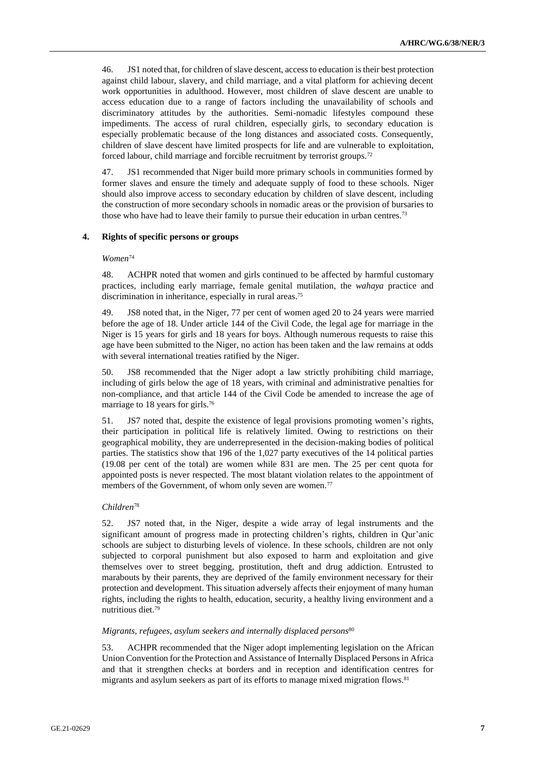46. JS1 noted that, for children of slave descent, access to education is their best protection against child labour, slavery, and child marriage, and a vital platform for achieving decent work opportunities in adulthood. However, most children of slave descent are unable to access education due to a range of factors including the unavailability of schools and discriminatory attitudes by the authorities. Semi-nomadic lifestyles compound these impediments. The access of rural children, especially girls, to secondary education is especially problematic because of the long distances and associated costs. Consequently, children of slave descent have limited prospects for life and are vulnerable to exploitation, forced labour, child marriage and forcible recruitment by terrorist groups.[72]

47. JS1 recommended that Niger build more primary schools in communities formed by former slaves and ensure the timely and adequate supply of food to these schools. Niger should also improve access to secondary education by children of slave descent, including the construction of more secondary schools in nomadic areas or the provision of bursaries to those who have had to leave their family to pursue their education in urban centres.[73]

### 4. Rights of specific persons or groups

*Women*[74]

48. ACHPR noted that women and girls continued to be affected by harmful customary practices, including early marriage, female genital mutilation, the *wahaya* practice and discrimination in inheritance, especially in rural areas.[75]

49. JS8 noted that, in the Niger, 77 per cent of women aged 20 to 24 years were married before the age of 18. Under article 144 of the Civil Code, the legal age for marriage in the Niger is 15 years for girls and 18 years for boys. Although numerous requests to raise this age have been submitted to the Niger, no action has been taken and the law remains at odds with several international treaties ratified by the Niger.

50. JS8 recommended that the Niger adopt a law strictly prohibiting child marriage, including of girls below the age of 18 years, with criminal and administrative penalties for non-compliance, and that article 144 of the Civil Code be amended to increase the age of marriage to 18 years for girls.[76]

51. JS7 noted that, despite the existence of legal provisions promoting women's rights, their participation in political life is relatively limited. Owing to restrictions on their geographical mobility, they are underrepresented in the decision-making bodies of political parties. The statistics show that 196 of the 1,027 party executives of the 14 political parties (19.08 per cent of the total) are women while 831 are men. The 25 per cent quota for appointed posts is never respected. The most blatant violation relates to the appointment of members of the Government, of whom only seven are women.[77]

*Children*[78]

52. JS7 noted that, in the Niger, despite a wide array of legal instruments and the significant amount of progress made in protecting children's rights, children in Qur'anic schools are subject to disturbing levels of violence. In these schools, children are not only subjected to corporal punishment but also exposed to harm and exploitation and give themselves over to street begging, prostitution, theft and drug addiction. Entrusted to marabouts by their parents, they are deprived of the family environment necessary for their protection and development. This situation adversely affects their enjoyment of many human rights, including the rights to health, education, security, a healthy living environment and a nutritious diet.[79]

*Migrants, refugees, asylum seekers and internally displaced persons*[80]

53. ACHPR recommended that the Niger adopt implementing legislation on the African Union Convention for the Protection and Assistance of Internally Displaced Persons in Africa and that it strengthen checks at borders and in reception and identification centres for migrants and asylum seekers as part of its efforts to manage mixed migration flows.[81]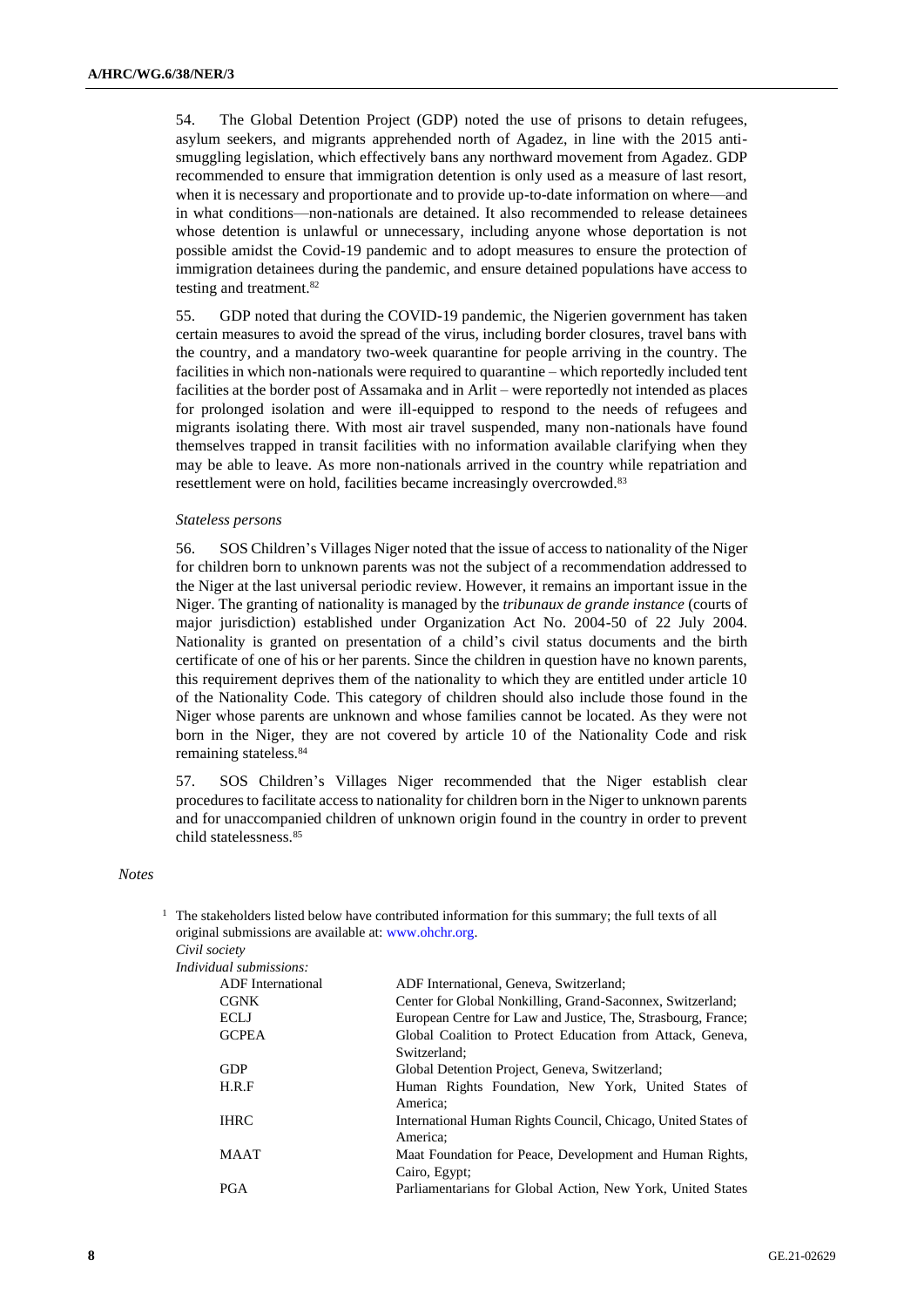54. The Global Detention Project (GDP) noted the use of prisons to detain refugees, asylum seekers, and migrants apprehended north of Agadez, in line with the 2015 anti-smuggling legislation, which effectively bans any northward movement from Agadez. GDP recommended to ensure that immigration detention is only used as a measure of last resort, when it is necessary and proportionate and to provide up-to-date information on where—and in what conditions—non-nationals are detained. It also recommended to release detainees whose detention is unlawful or unnecessary, including anyone whose deportation is not possible amidst the Covid-19 pandemic and to adopt measures to ensure the protection of immigration detainees during the pandemic, and ensure detained populations have access to testing and treatment.[82]

55. GDP noted that during the COVID-19 pandemic, the Nigerien government has taken certain measures to avoid the spread of the virus, including border closures, travel bans with the country, and a mandatory two-week quarantine for people arriving in the country. The facilities in which non-nationals were required to quarantine – which reportedly included tent facilities at the border post of Assamaka and in Arlit – were reportedly not intended as places for prolonged isolation and were ill-equipped to respond to the needs of refugees and migrants isolating there. With most air travel suspended, many non-nationals have found themselves trapped in transit facilities with no information available clarifying when they may be able to leave. As more non-nationals arrived in the country while repatriation and resettlement were on hold, facilities became increasingly overcrowded.[83]

*Stateless persons*

56. SOS Children's Villages Niger noted that the issue of access to nationality of the Niger for children born to unknown parents was not the subject of a recommendation addressed to the Niger at the last universal periodic review. However, it remains an important issue in the Niger. The granting of nationality is managed by the *tribunaux de grande instance* (courts of major jurisdiction) established under Organization Act No. 2004-50 of 22 July 2004. Nationality is granted on presentation of a child's civil status documents and the birth certificate of one of his or her parents. Since the children in question have no known parents, this requirement deprives them of the nationality to which they are entitled under article 10 of the Nationality Code. This category of children should also include those found in the Niger whose parents are unknown and whose families cannot be located. As they were not born in the Niger, they are not covered by article 10 of the Nationality Code and risk remaining stateless.[84]

57. SOS Children's Villages Niger recommended that the Niger establish clear procedures to facilitate access to nationality for children born in the Niger to unknown parents and for unaccompanied children of unknown origin found in the country in order to prevent child statelessness.[85]

*Notes*

[1] The stakeholders listed below have contributed information for this summary; the full texts of all original submissions are available at: www.ohchr.org.

*Civil society*

*Individual submissions:*

| | |
|---|---|
| ADF International | ADF International, Geneva, Switzerland; |
| CGNK | Center for Global Nonkilling, Grand-Saconnex, Switzerland; |
| ECLJ | European Centre for Law and Justice, The, Strasbourg, France; |
| GCPEA | Global Coalition to Protect Education from Attack, Geneva, Switzerland; |
| GDP | Global Detention Project, Geneva, Switzerland; |
| H.R.F | Human Rights Foundation, New York, United States of America; |
| IHRC | International Human Rights Council, Chicago, United States of America; |
| MAAT | Maat Foundation for Peace, Development and Human Rights, Cairo, Egypt; |
| PGA | Parliamentarians for Global Action, New York, United States |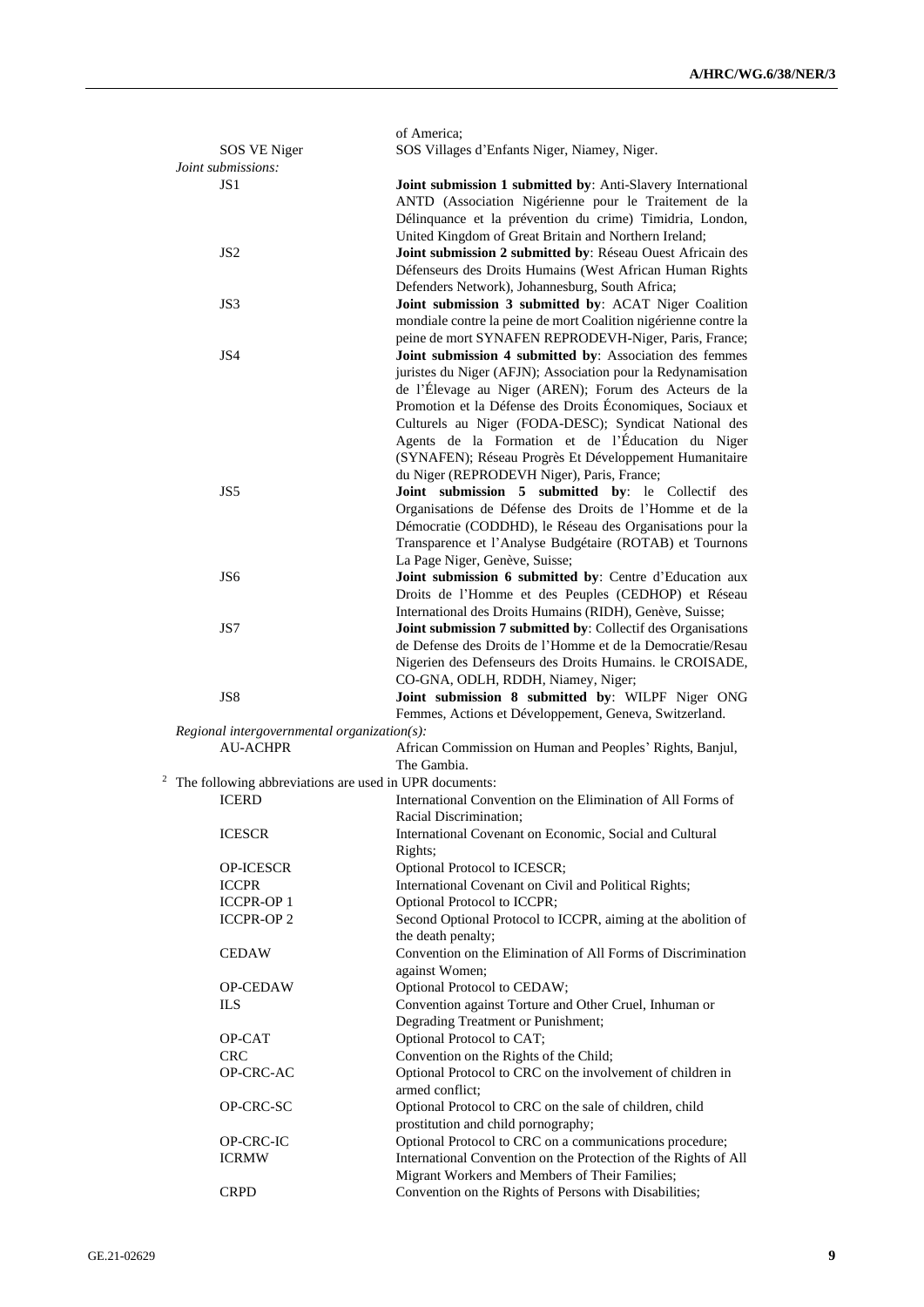of America;

| | |
|---|---|
| SOS VE Niger | SOS Villages d'Enfants Niger, Niamey, Niger. |

*Joint submissions:*

| | |
|---|---|
| JS1 | **Joint submission 1 submitted by**: Anti-Slavery International ANTD (Association Nigérienne pour le Traitement de la Délinquance et la prévention du crime) Timidria, London, United Kingdom of Great Britain and Northern Ireland; |
| JS2 | **Joint submission 2 submitted by**: Réseau Ouest Africain des Défenseurs des Droits Humains (West African Human Rights Defenders Network), Johannesburg, South Africa; |
| JS3 | **Joint submission 3 submitted by**: ACAT Niger Coalition mondiale contre la peine de mort Coalition nigérienne contre la peine de mort SYNAFEN REPRODEVH-Niger, Paris, France; |
| JS4 | **Joint submission 4 submitted by**: Association des femmes juristes du Niger (AFJN); Association pour la Redynamisation de l'Élevage au Niger (AREN); Forum des Acteurs de la Promotion et la Défense des Droits Économiques, Sociaux et Culturels au Niger (FODA-DESC); Syndicat National des Agents de la Formation et de l'Éducation du Niger (SYNAFEN); Réseau Progrès Et Développement Humanitaire du Niger (REPRODEVH Niger), Paris, France; |
| JS5 | **Joint submission 5 submitted by**: le Collectif des Organisations de Défense des Droits de l'Homme et de la Démocratie (CODDHD), le Réseau des Organisations pour la Transparence et l'Analyse Budgétaire (ROTAB) et Tournons La Page Niger, Genève, Suisse; |
| JS6 | **Joint submission 6 submitted by**: Centre d'Education aux Droits de l'Homme et des Peuples (CEDHOP) et Réseau International des Droits Humains (RIDH), Genève, Suisse; |
| JS7 | **Joint submission 7 submitted by**: Collectif des Organisations de Defense des Droits de l'Homme et de la Democratie/Resau Nigerien des Defenseurs des Droits Humains. le CROISADE, CO-GNA, ODLH, RDDH, Niamey, Niger; |
| JS8 | **Joint submission 8 submitted by**: WILPF Niger ONG Femmes, Actions et Développement, Geneva, Switzerland. |

*Regional intergovernmental organization(s):*

| | |
|---|---|
| AU-ACHPR | African Commission on Human and Peoples' Rights, Banjul, The Gambia. |

[2] The following abbreviations are used in UPR documents:

| | |
|---|---|
| ICERD | International Convention on the Elimination of All Forms of Racial Discrimination; |
| ICESCR | International Covenant on Economic, Social and Cultural Rights; |
| OP-ICESCR | Optional Protocol to ICESCR; |
| ICCPR | International Covenant on Civil and Political Rights; |
| ICCPR-OP 1 | Optional Protocol to ICCPR; |
| ICCPR-OP 2 | Second Optional Protocol to ICCPR, aiming at the abolition of the death penalty; |
| CEDAW | Convention on the Elimination of All Forms of Discrimination against Women; |
| OP-CEDAW | Optional Protocol to CEDAW; |
| ILS | Convention against Torture and Other Cruel, Inhuman or Degrading Treatment or Punishment; |
| OP-CAT | Optional Protocol to CAT; |
| CRC | Convention on the Rights of the Child; |
| OP-CRC-AC | Optional Protocol to CRC on the involvement of children in armed conflict; |
| OP-CRC-SC | Optional Protocol to CRC on the sale of children, child prostitution and child pornography; |
| OP-CRC-IC | Optional Protocol to CRC on a communications procedure; |
| ICRMW | International Convention on the Protection of the Rights of All Migrant Workers and Members of Their Families; |
| CRPD | Convention on the Rights of Persons with Disabilities; |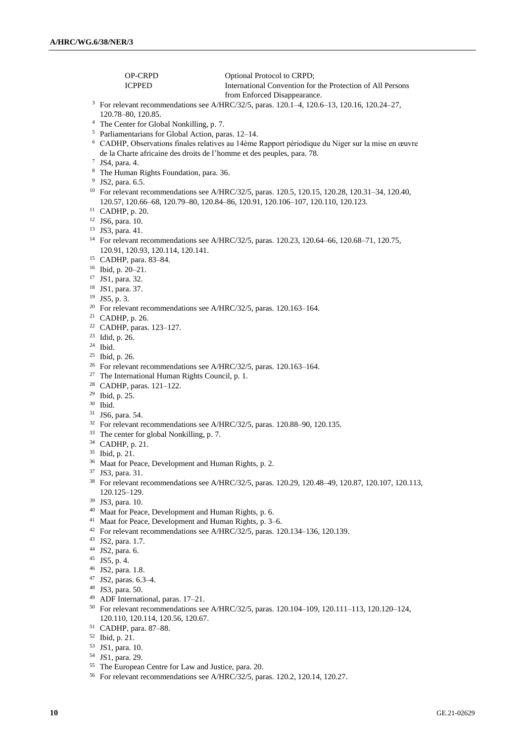| | |
|---|---|
| OP-CRPD | Optional Protocol to CRPD; |
| ICPPED | International Convention for the Protection of All Persons from Enforced Disappearance. |

[3] For relevant recommendations see A/HRC/32/5, paras. 120.1–4, 120.6–13, 120.16, 120.24–27, 120.78–80, 120.85.

[4] The Center for Global Nonkilling, p. 7.

[5] Parliamentarians for Global Action, paras. 12–14.

[6] CADHP, Observations finales relatives au 14ème Rapport périodique du Niger sur la mise en œuvre de la Charte africaine des droits de l'homme et des peuples, para. 78.

[7] JS4, para. 4.

[8] The Human Rights Foundation, para. 36.

[9] JS2, para. 6.5.

[10] For relevant recommendations see A/HRC/32/5, paras. 120.5, 120.15, 120.28, 120.31–34, 120.40, 120.57, 120.66–68, 120.79–80, 120.84–86, 120.91, 120.106–107, 120.110, 120.123.

[11] CADHP, p. 20.

[12] JS6, para. 10.

[13] JS3, para. 41.

[14] For relevant recommendations see A/HRC/32/5, paras. 120.23, 120.64–66, 120.68–71, 120.75, 120.91, 120.93, 120.114, 120.141.

[15] CADHP, para. 83–84.

[16] Ibid, p. 20–21.

[17] JS1, para. 32.

[18] JS1, para. 37.

[19] JS5, p. 3.

[20] For relevant recommendations see A/HRC/32/5, paras. 120.163–164.

[21] CADHP, p. 26.

[22] CADHP, paras. 123–127.

[23] Idid, p. 26.

[24] Ibid.

[25] Ibid, p. 26.

[26] For relevant recommendations see A/HRC/32/5, paras. 120.163–164.

[27] The International Human Rights Council, p. 1.

[28] CADHP, paras. 121–122.

[29] Ibid, p. 25.

[30] Ibid.

[31] JS6, para. 54.

[32] For relevant recommendations see A/HRC/32/5, paras. 120.88–90, 120.135.

[33] The center for global Nonkilling, p. 7.

[34] CADHP, p. 21.

[35] Ibid, p. 21.

[36] Maat for Peace, Development and Human Rights, p. 2.

[37] JS3, para. 31.

[38] For relevant recommendations see A/HRC/32/5, paras. 120.29, 120.48–49, 120.87, 120.107, 120.113, 120.125–129.

[39] JS3, para. 10.

[40] Maat for Peace, Development and Human Rights, p. 6.

[41] Maat for Peace, Development and Human Rights, p. 3–6.

[42] For relevant recommendations see A/HRC/32/5, paras. 120.134–136, 120.139.

[43] JS2, para. 1.7.

[44] JS2, para. 6.

[45] JS5, p. 4.

[46] JS2, para. 1.8.

[47] JS2, paras. 6.3–4.

[48] JS3, para. 50.

[49] ADF International, paras. 17–21.

[50] For relevant recommendations see A/HRC/32/5, paras. 120.104–109, 120.111–113, 120.120–124, 120.110, 120.114, 120.56, 120.67.

[51] CADHP, para. 87–88.

[52] Ibid, p. 21.

[53] JS1, para. 10.

[54] JS1, para. 29.

[55] The European Centre for Law and Justice, para. 20.

[56] For relevant recommendations see A/HRC/32/5, paras. 120.2, 120.14, 120.27.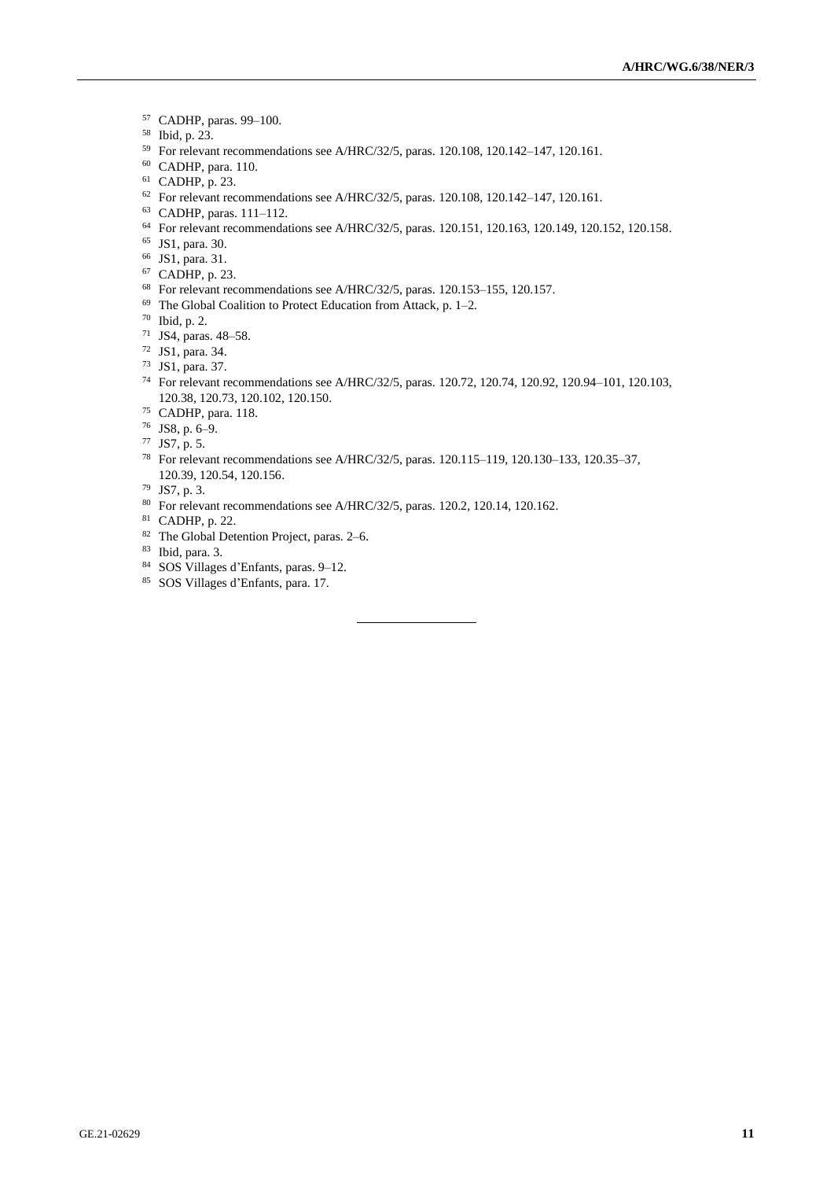[57] CADHP, paras. 99–100.
[58] Ibid, p. 23.
[59] For relevant recommendations see A/HRC/32/5, paras. 120.108, 120.142–147, 120.161.
[60] CADHP, para. 110.
[61] CADHP, p. 23.
[62] For relevant recommendations see A/HRC/32/5, paras. 120.108, 120.142–147, 120.161.
[63] CADHP, paras. 111–112.
[64] For relevant recommendations see A/HRC/32/5, paras. 120.151, 120.163, 120.149, 120.152, 120.158.
[65] JS1, para. 30.
[66] JS1, para. 31.
[67] CADHP, p. 23.
[68] For relevant recommendations see A/HRC/32/5, paras. 120.153–155, 120.157.
[69] The Global Coalition to Protect Education from Attack, p. 1–2.
[70] Ibid, p. 2.
[71] JS4, paras. 48–58.
[72] JS1, para. 34.
[73] JS1, para. 37.
[74] For relevant recommendations see A/HRC/32/5, paras. 120.72, 120.74, 120.92, 120.94–101, 120.103, 120.38, 120.73, 120.102, 120.150.
[75] CADHP, para. 118.
[76] JS8, p. 6–9.
[77] JS7, p. 5.
[78] For relevant recommendations see A/HRC/32/5, paras. 120.115–119, 120.130–133, 120.35–37, 120.39, 120.54, 120.156.
[79] JS7, p. 3.
[80] For relevant recommendations see A/HRC/32/5, paras. 120.2, 120.14, 120.162.
[81] CADHP, p. 22.
[82] The Global Detention Project, paras. 2–6.
[83] Ibid, para. 3.
[84] SOS Villages d'Enfants, paras. 9–12.
[85] SOS Villages d'Enfants, para. 17.